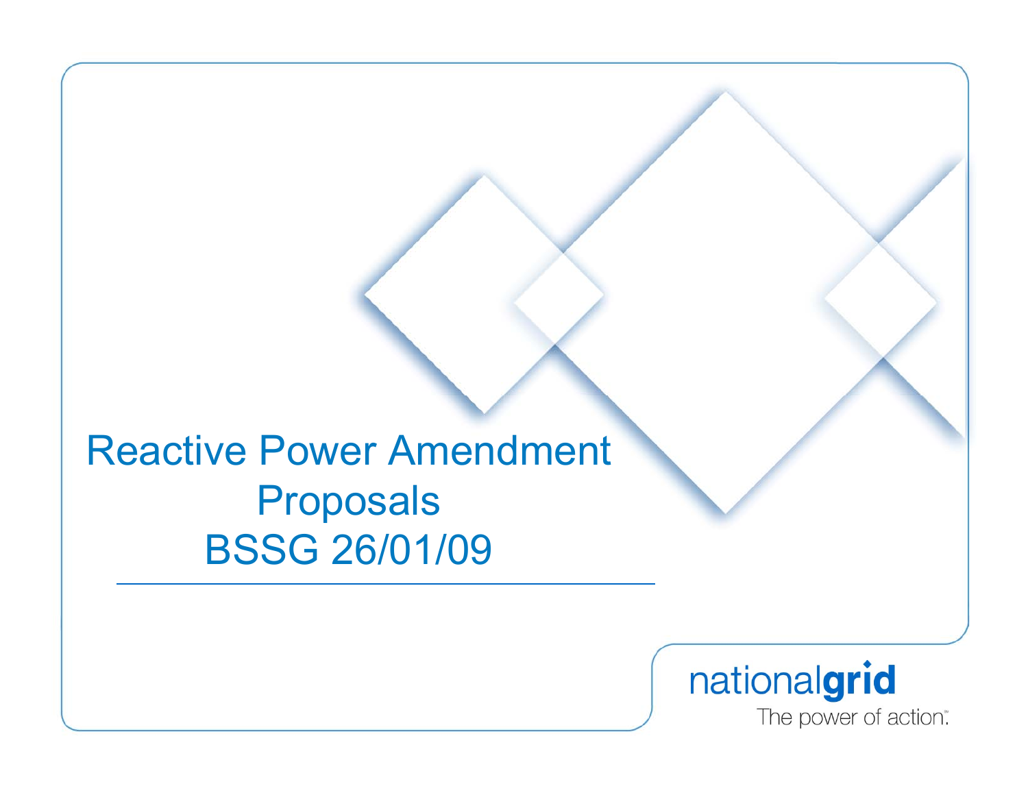# Reactive Power Amendment Proposals

## BSSG 26/01/09

nationalgrid

The power of action.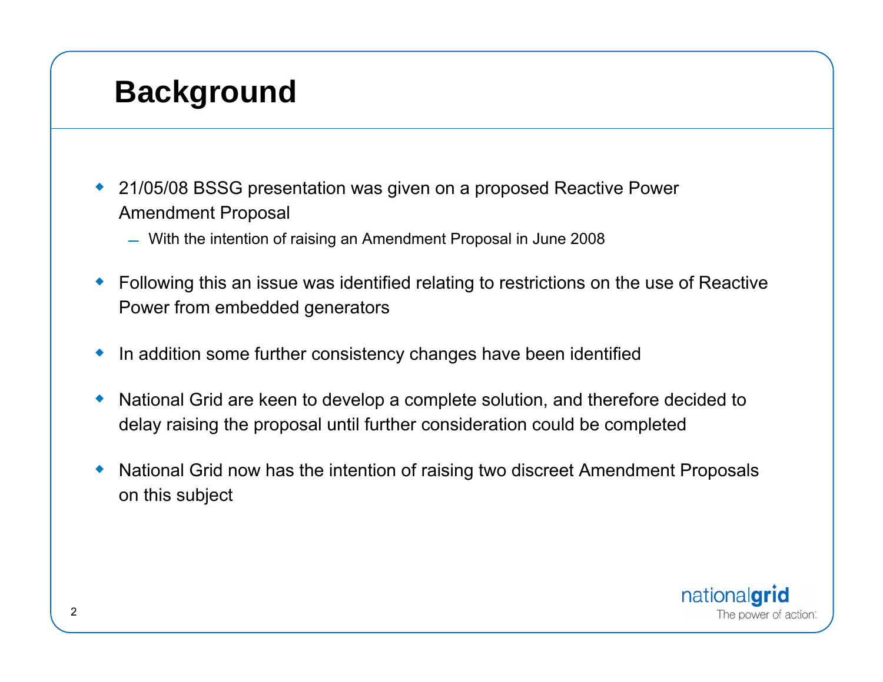# Background

- 21/05/08 BSSG presentation was given on a proposed Reactive Power Amendment Proposal
  - With the intention of raising an Amendment Proposal in June 2008
- Following this an issue was identified relating to restrictions on the use of Reactive Power from embedded generators
- In addition some further consistency changes have been identified
- National Grid are keen to develop a complete solution, and therefore decided to delay raising the proposal until further consideration could be completed
- National Grid now has the intention of raising two discreet Amendment Proposals on this subject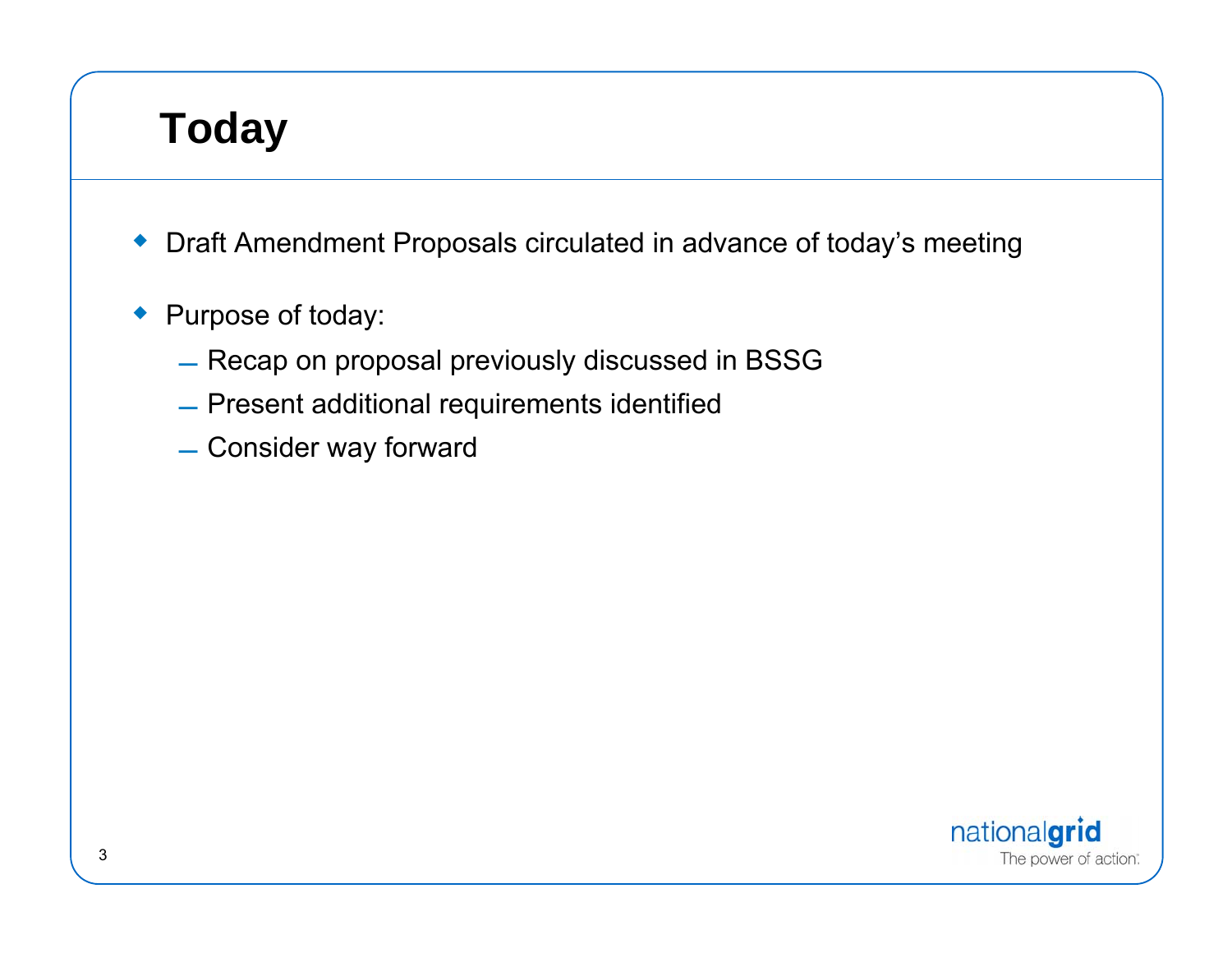# Today

- Draft Amendment Proposals circulated in advance of today's meeting
- Purpose of today:
  - Recap on proposal previously discussed in BSSG
  - Present additional requirements identified
  - Consider way forward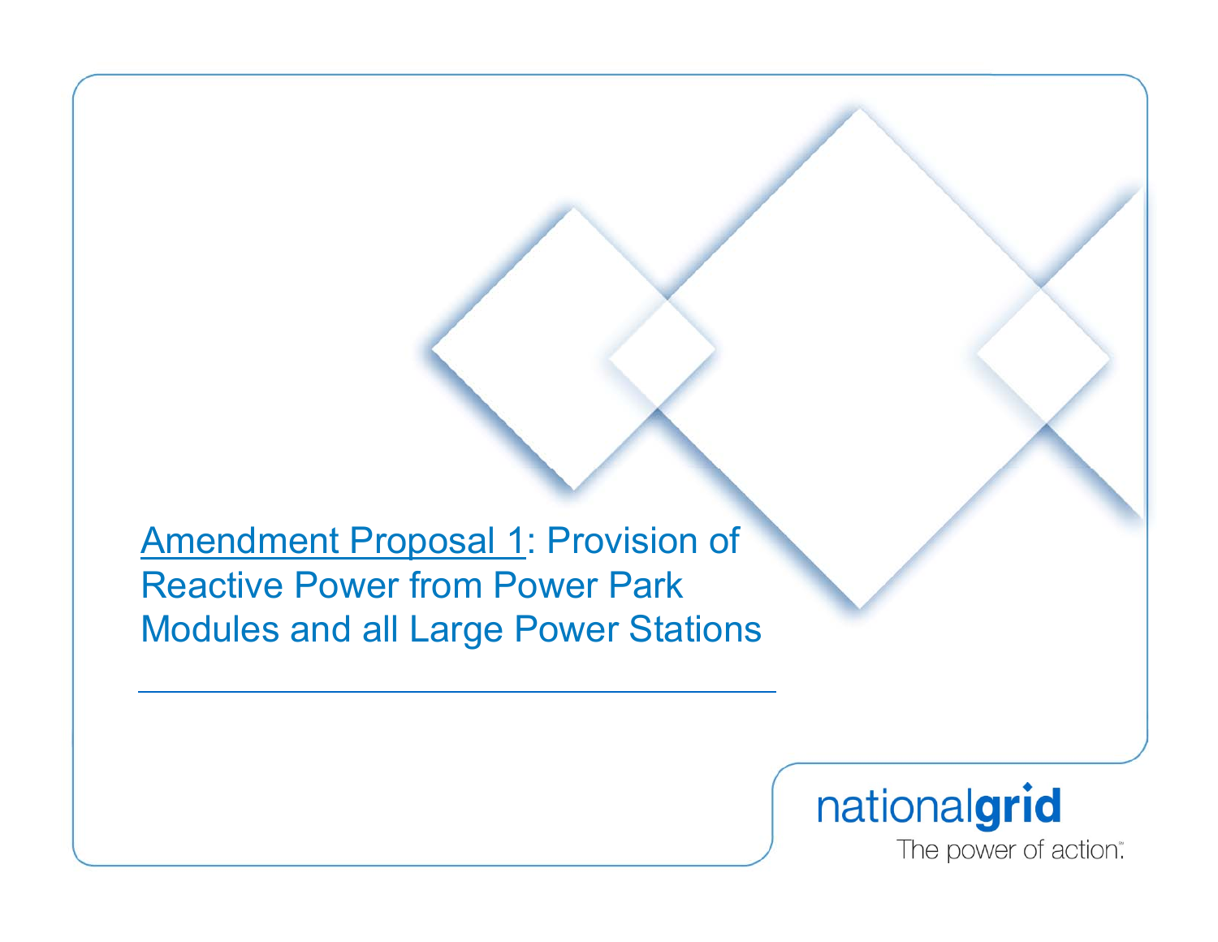# Amendment Proposal 1: Provision of Reactive Power from Power Park Modules and all Large Power Stations

nationalgrid

The power of action.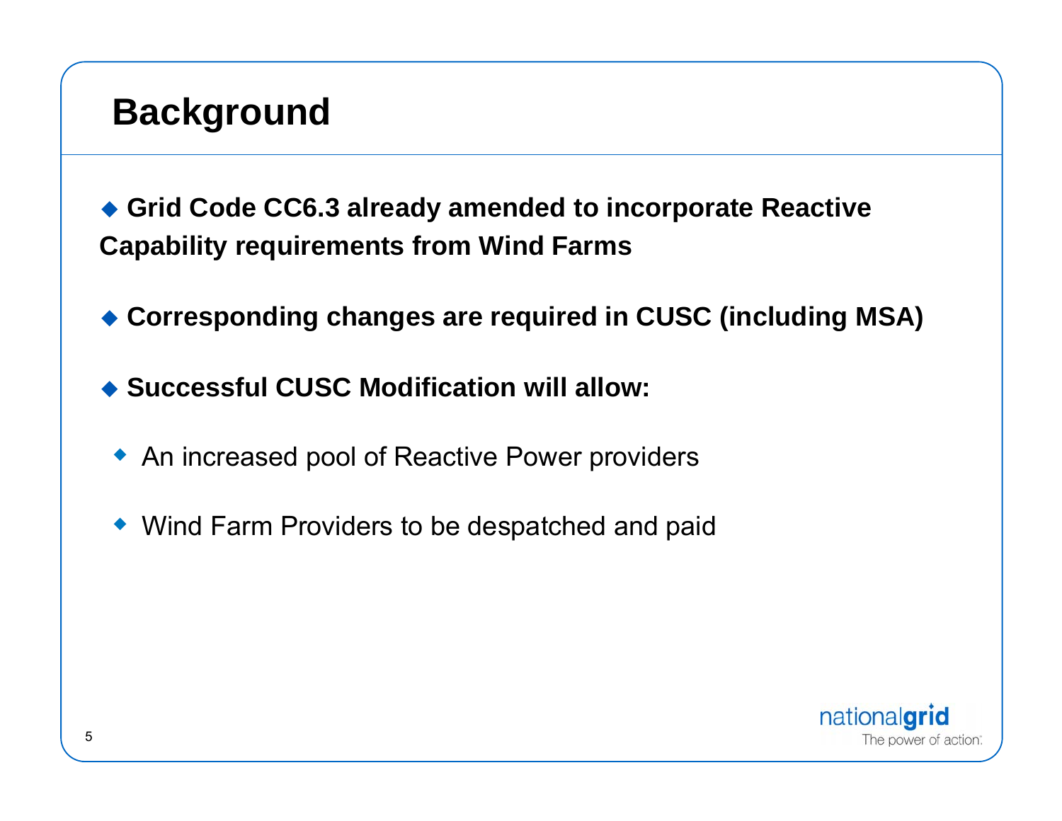# Background

- **Grid Code CC6.3 already amended to incorporate Reactive Capability requirements from Wind Farms**

- **Corresponding changes are required in CUSC (including MSA)**

- **Successful CUSC Modification will allow:**
  - An increased pool of Reactive Power providers
  - Wind Farm Providers to be despatched and paid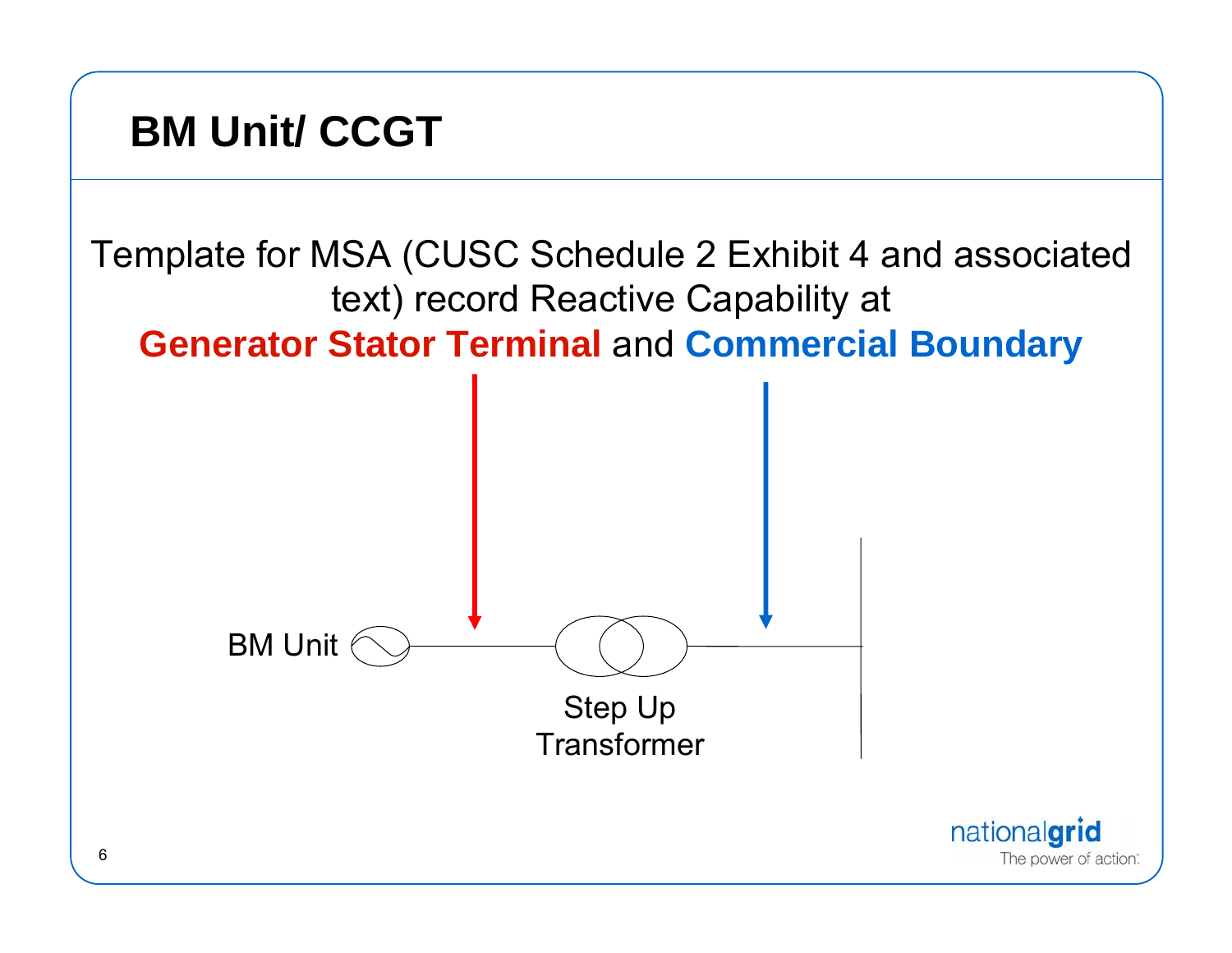# BM Unit/ CCGT

Template for MSA (CUSC Schedule 2 Exhibit 4 and associated text) record Reactive Capability at **Generator Stator Terminal** and **Commercial Boundary**

BM Unit

Step Up Transformer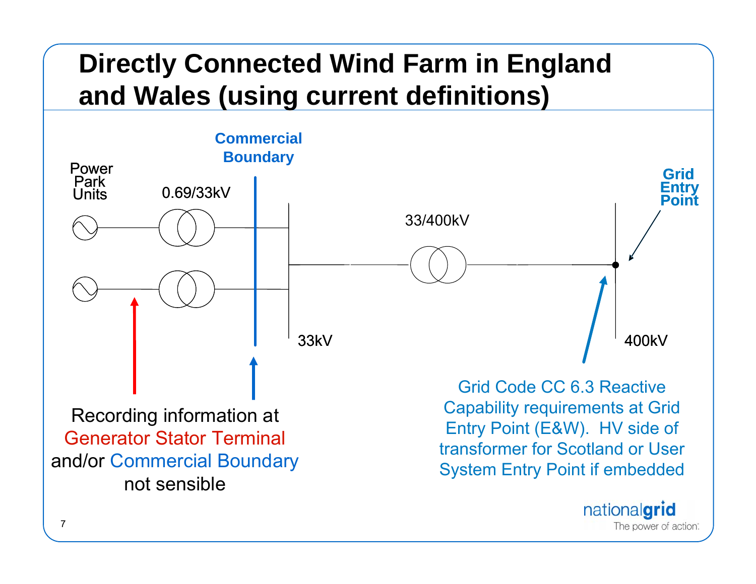# Directly Connected Wind Farm in England and Wales (using current definitions)

Commercial Boundary

Power Park Units

0.69/33kV

33/400kV

Grid Entry Point

33kV

400kV

Recording information at Generator Stator Terminal and/or Commercial Boundary not sensible

Grid Code CC 6.3 Reactive Capability requirements at Grid Entry Point (E&W). HV side of transformer for Scotland or User System Entry Point if embedded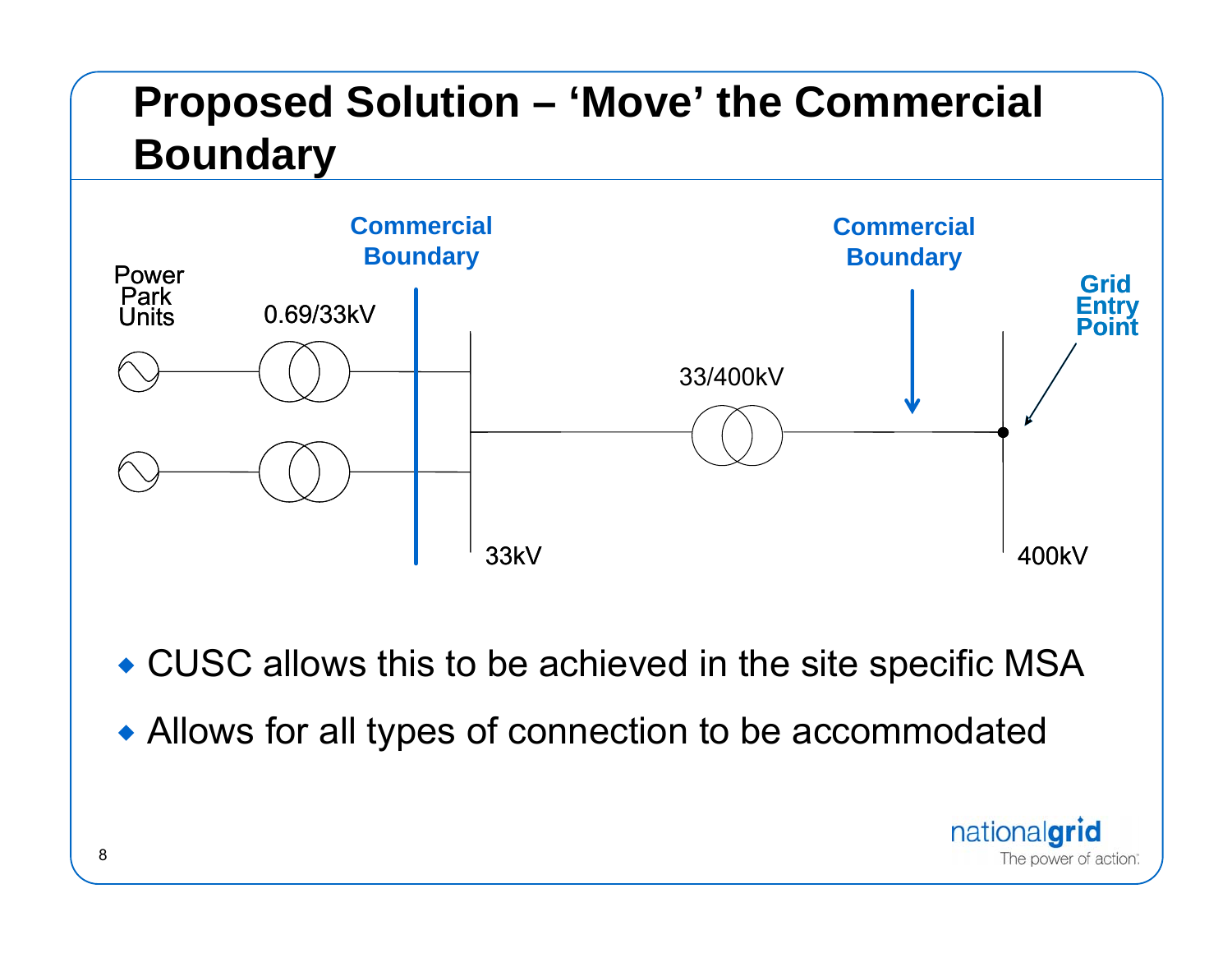# Proposed Solution – 'Move' the Commercial Boundary

Power Park Units

0.69/33kV

Commercial Boundary

33kV

33/400kV

Commercial Boundary

Grid Entry Point

400kV

- CUSC allows this to be achieved in the site specific MSA
- Allows for all types of connection to be accommodated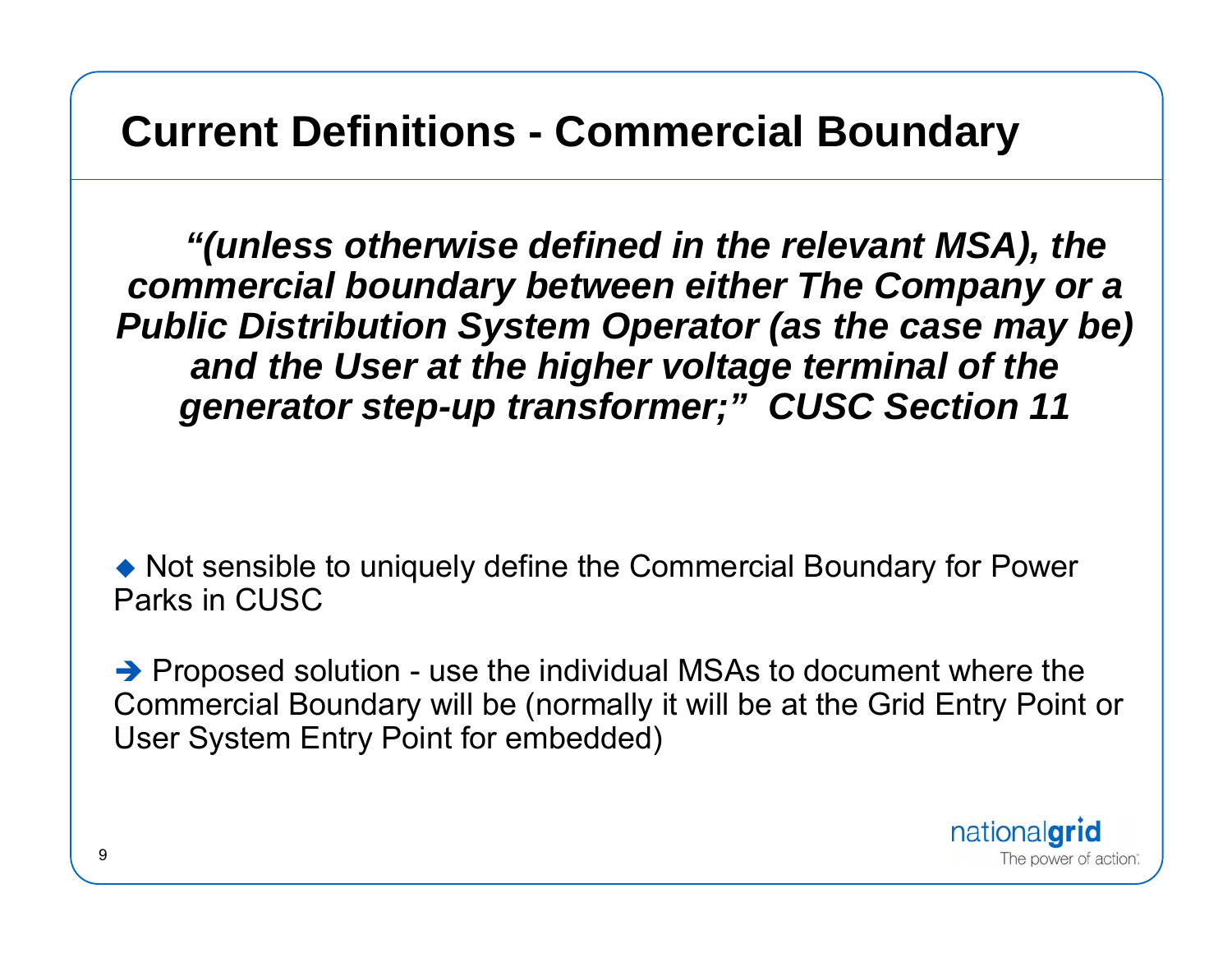# Current Definitions - Commercial Boundary

***"(unless otherwise defined in the relevant MSA), the commercial boundary between either The Company or a Public Distribution System Operator (as the case may be) and the User at the higher voltage terminal of the generator step-up transformer;" CUSC Section 11***

◆ Not sensible to uniquely define the Commercial Boundary for Power Parks in CUSC

➔ Proposed solution - use the individual MSAs to document where the Commercial Boundary will be (normally it will be at the Grid Entry Point or User System Entry Point for embedded)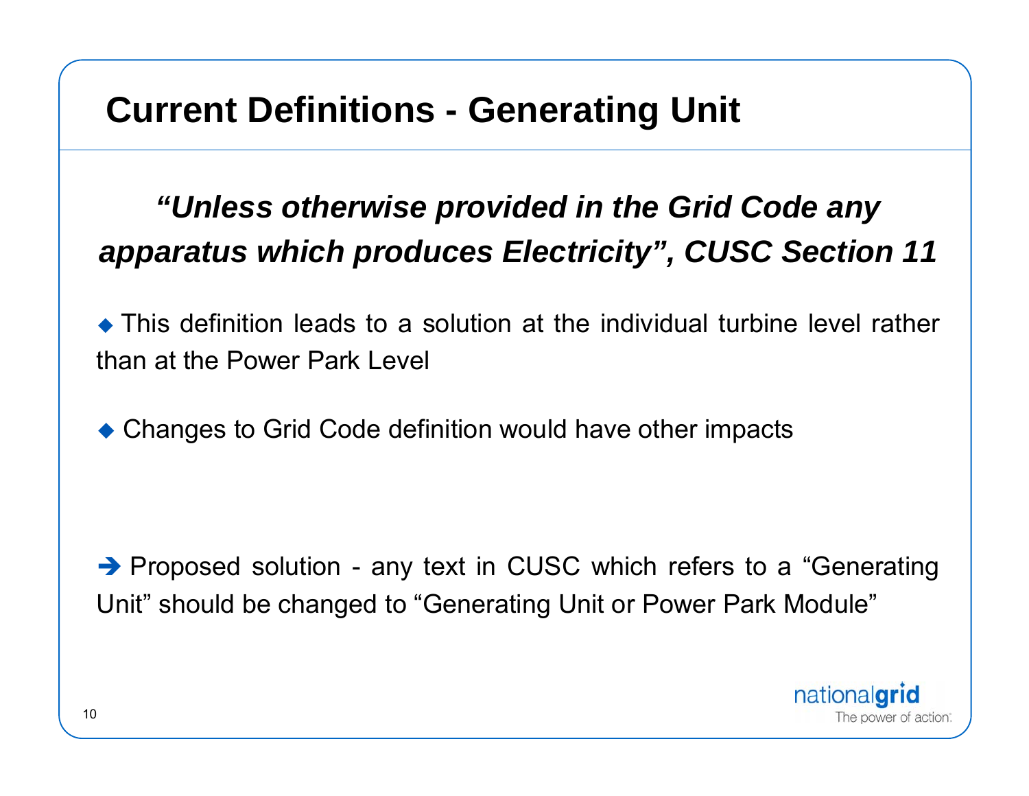# Current Definitions - Generating Unit

***"Unless otherwise provided in the Grid Code any apparatus which produces Electricity", CUSC Section 11***

- This definition leads to a solution at the individual turbine level rather than at the Power Park Level
- Changes to Grid Code definition would have other impacts

➔ Proposed solution - any text in CUSC which refers to a "Generating Unit" should be changed to "Generating Unit or Power Park Module"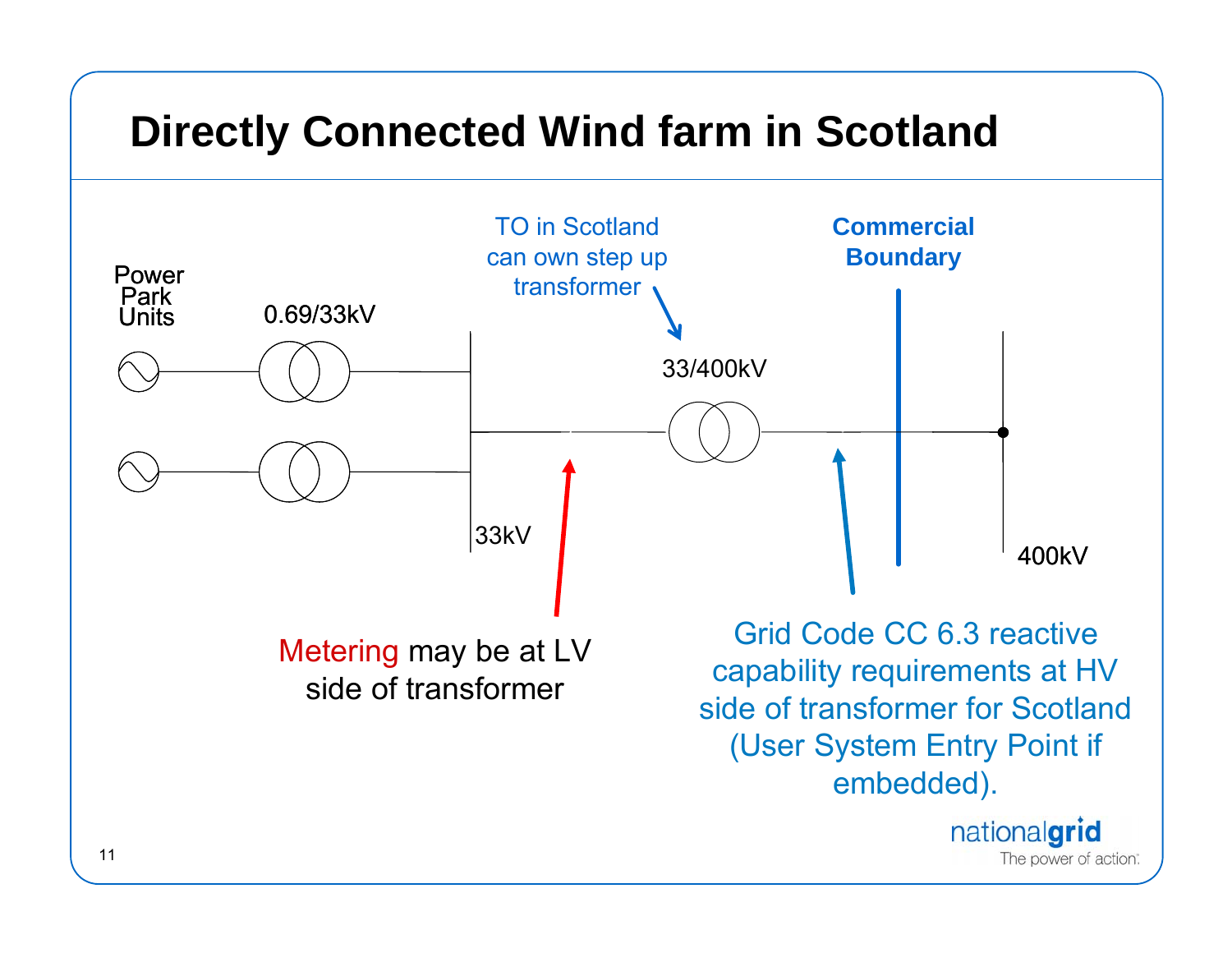# Directly Connected Wind farm in Scotland

Power Park Units

0.69/33kV

33kV

TO in Scotland can own step up transformer

33/400kV

Commercial Boundary

400kV

Metering may be at LV side of transformer

Grid Code CC 6.3 reactive capability requirements at HV side of transformer for Scotland (User System Entry Point if embedded).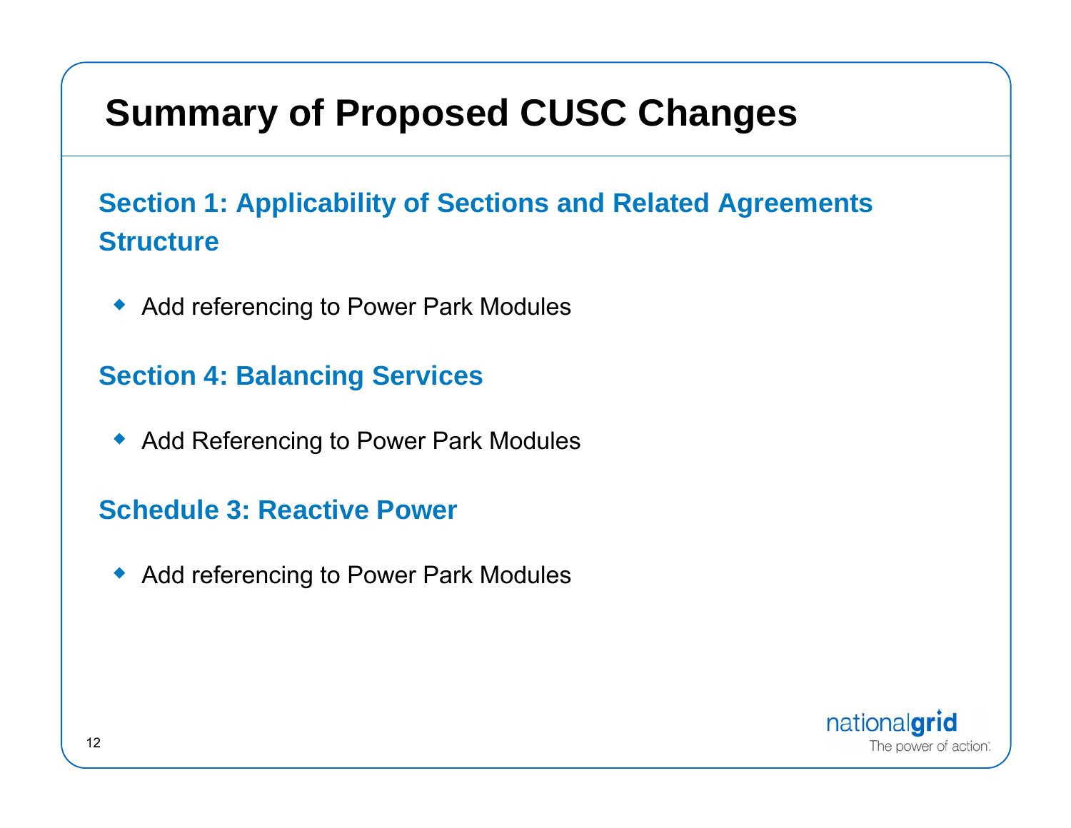# Summary of Proposed CUSC Changes

## Section 1: Applicability of Sections and Related Agreements Structure

- Add referencing to Power Park Modules

## Section 4: Balancing Services

- Add Referencing to Power Park Modules

## Schedule 3: Reactive Power

- Add referencing to Power Park Modules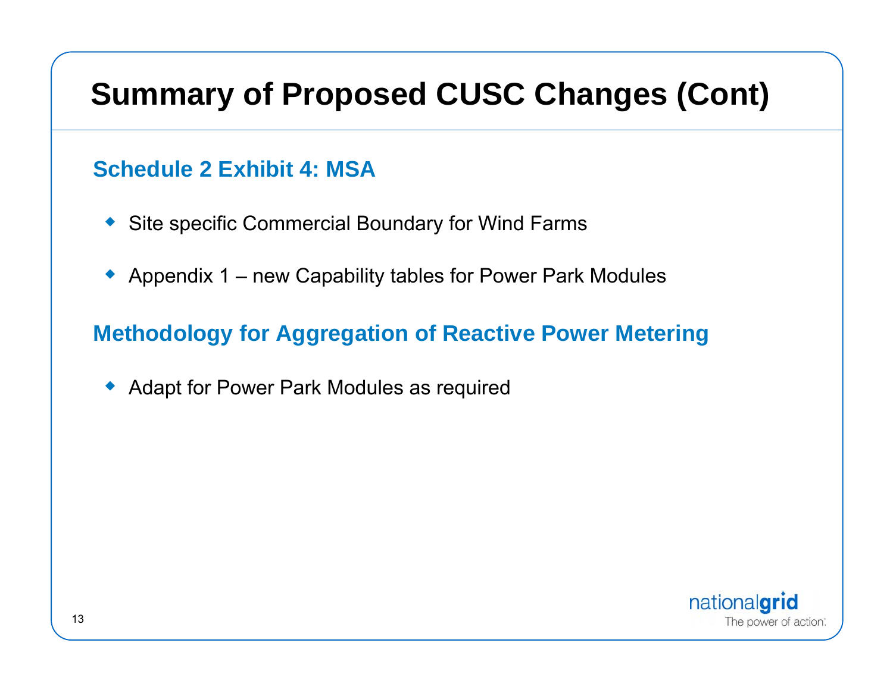# Summary of Proposed CUSC Changes (Cont)

## Schedule 2 Exhibit 4: MSA

- Site specific Commercial Boundary for Wind Farms
- Appendix 1 – new Capability tables for Power Park Modules

## Methodology for Aggregation of Reactive Power Metering

- Adapt for Power Park Modules as required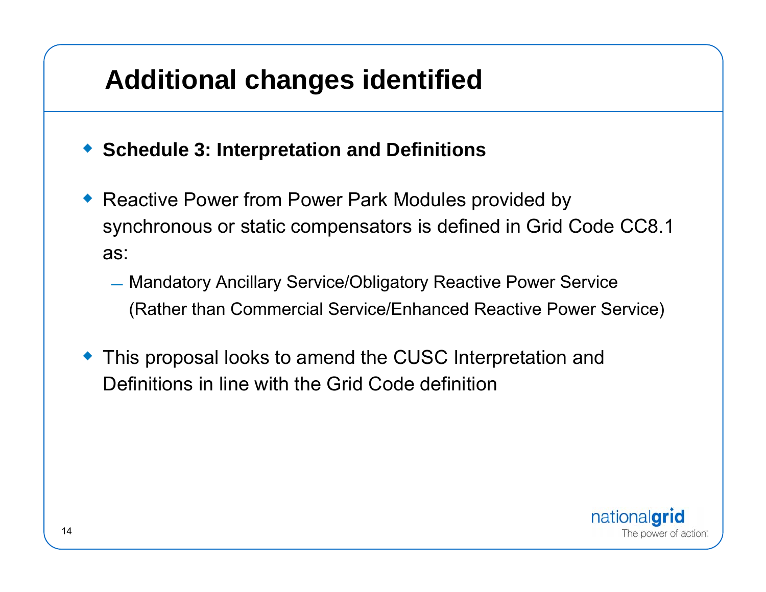# Additional changes identified

- **Schedule 3: Interpretation and Definitions**

- Reactive Power from Power Park Modules provided by synchronous or static compensators is defined in Grid Code CC8.1 as:
  - Mandatory Ancillary Service/Obligatory Reactive Power Service (Rather than Commercial Service/Enhanced Reactive Power Service)

- This proposal looks to amend the CUSC Interpretation and Definitions in line with the Grid Code definition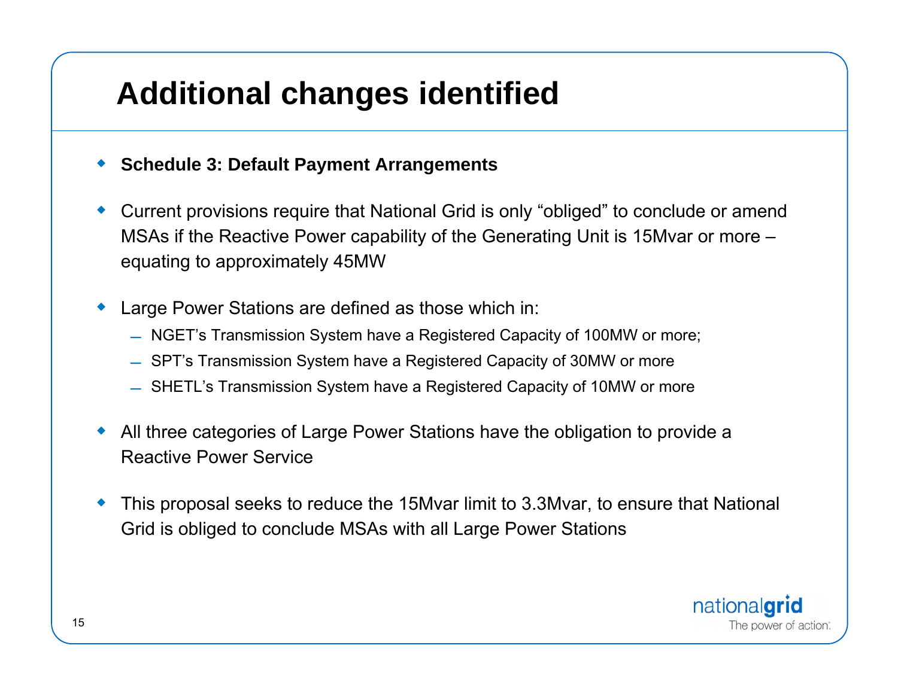# Additional changes identified

- **Schedule 3: Default Payment Arrangements**
- Current provisions require that National Grid is only "obliged" to conclude or amend MSAs if the Reactive Power capability of the Generating Unit is 15Mvar or more – equating to approximately 45MW
- Large Power Stations are defined as those which in:
  - NGET's Transmission System have a Registered Capacity of 100MW or more;
  - SPT's Transmission System have a Registered Capacity of 30MW or more
  - SHETL's Transmission System have a Registered Capacity of 10MW or more
- All three categories of Large Power Stations have the obligation to provide a Reactive Power Service
- This proposal seeks to reduce the 15Mvar limit to 3.3Mvar, to ensure that National Grid is obliged to conclude MSAs with all Large Power Stations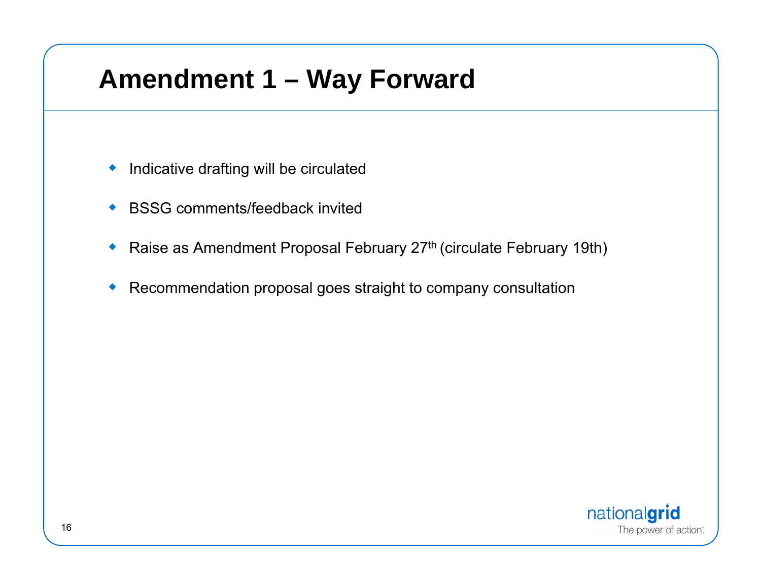# Amendment 1 – Way Forward

- Indicative drafting will be circulated
- BSSG comments/feedback invited
- Raise as Amendment Proposal February 27th (circulate February 19th)
- Recommendation proposal goes straight to company consultation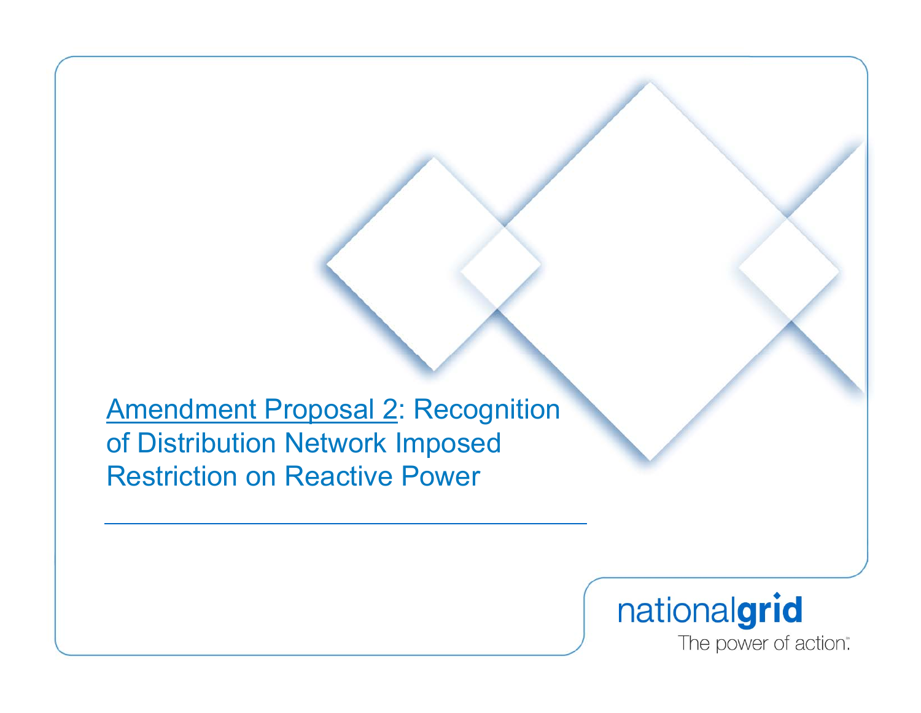# Amendment Proposal 2: Recognition of Distribution Network Imposed Restriction on Reactive Power

nationalgrid

The power of action.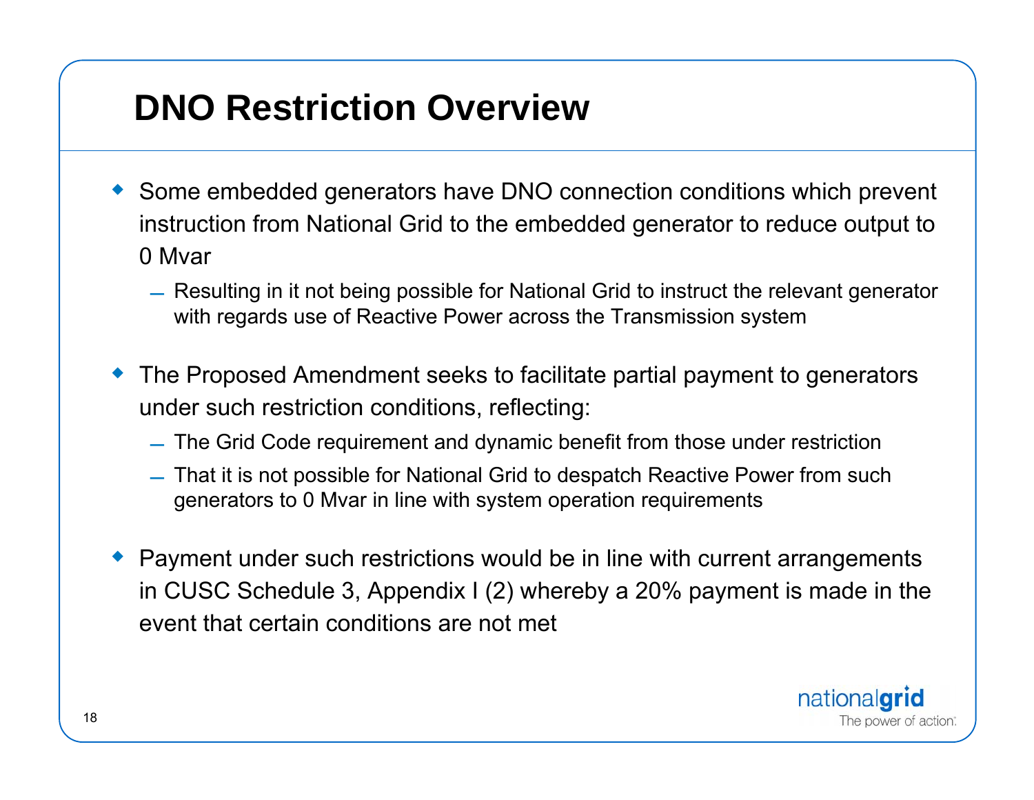# DNO Restriction Overview

- Some embedded generators have DNO connection conditions which prevent instruction from National Grid to the embedded generator to reduce output to 0 Mvar
  - Resulting in it not being possible for National Grid to instruct the relevant generator with regards use of Reactive Power across the Transmission system
- The Proposed Amendment seeks to facilitate partial payment to generators under such restriction conditions, reflecting:
  - The Grid Code requirement and dynamic benefit from those under restriction
  - That it is not possible for National Grid to despatch Reactive Power from such generators to 0 Mvar in line with system operation requirements
- Payment under such restrictions would be in line with current arrangements in CUSC Schedule 3, Appendix I (2) whereby a 20% payment is made in the event that certain conditions are not met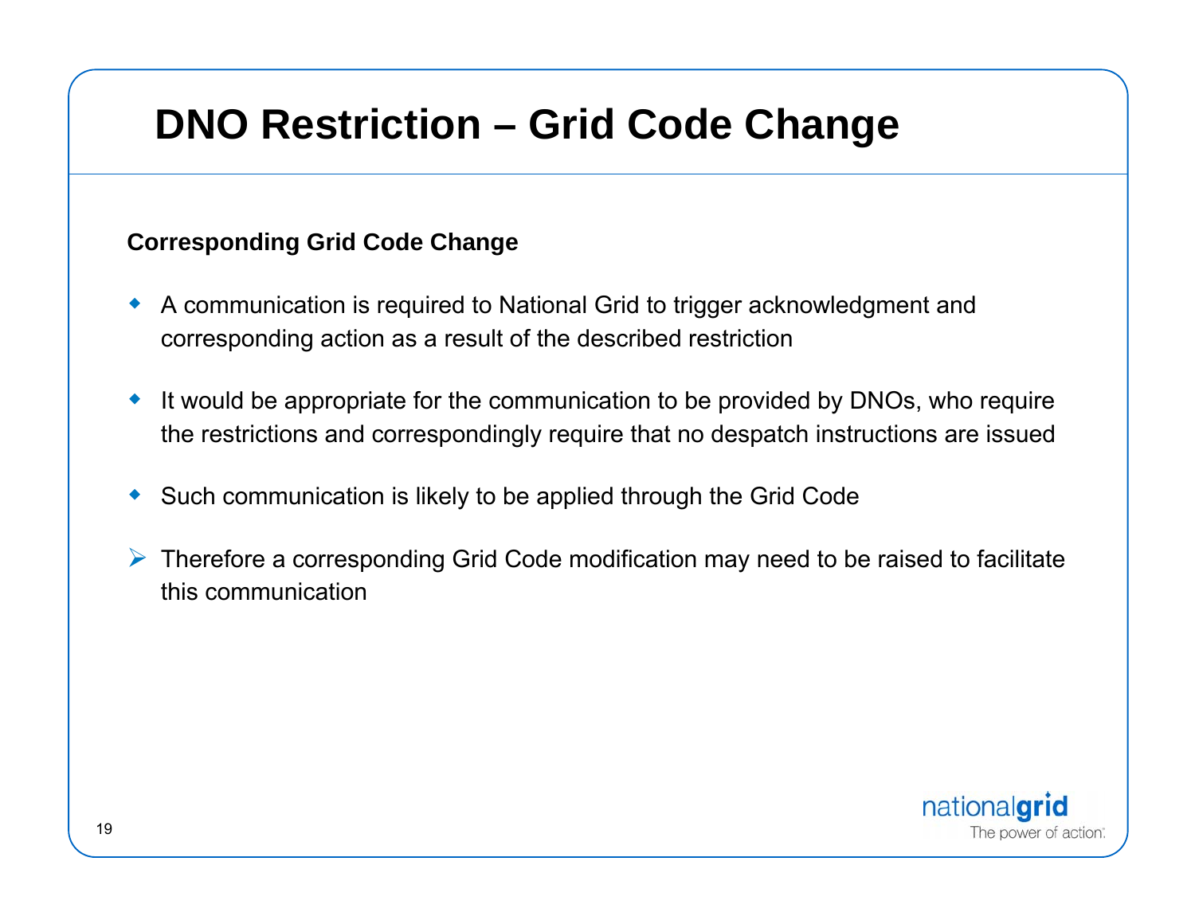# DNO Restriction – Grid Code Change

**Corresponding Grid Code Change**

- A communication is required to National Grid to trigger acknowledgment and corresponding action as a result of the described restriction
- It would be appropriate for the communication to be provided by DNOs, who require the restrictions and correspondingly require that no despatch instructions are issued
- Such communication is likely to be applied through the Grid Code

➢ Therefore a corresponding Grid Code modification may need to be raised to facilitate this communication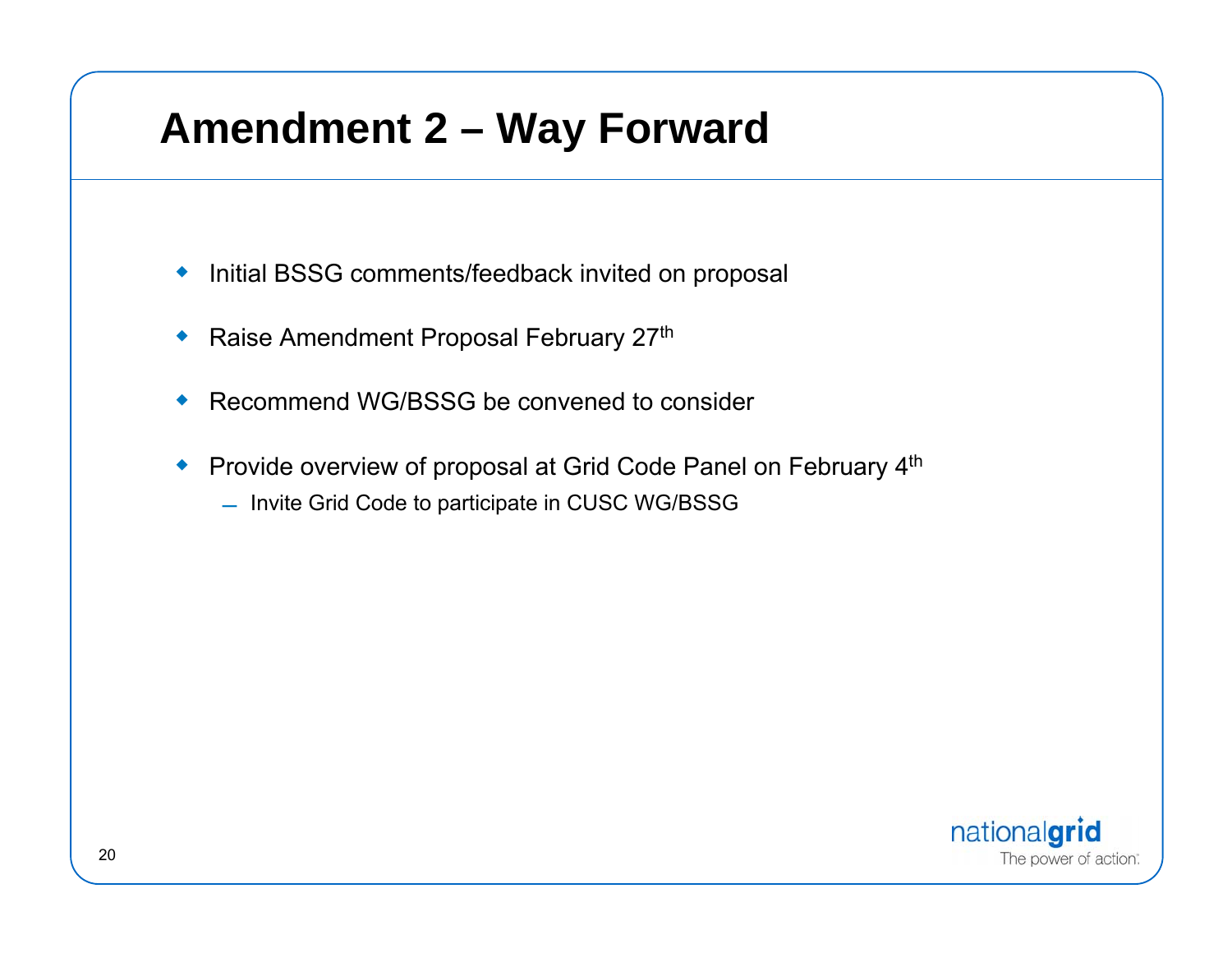# Amendment 2 – Way Forward

- Initial BSSG comments/feedback invited on proposal
- Raise Amendment Proposal February 27th
- Recommend WG/BSSG be convened to consider
- Provide overview of proposal at Grid Code Panel on February 4th
  - Invite Grid Code to participate in CUSC WG/BSSG

nationalgrid
The power of action.